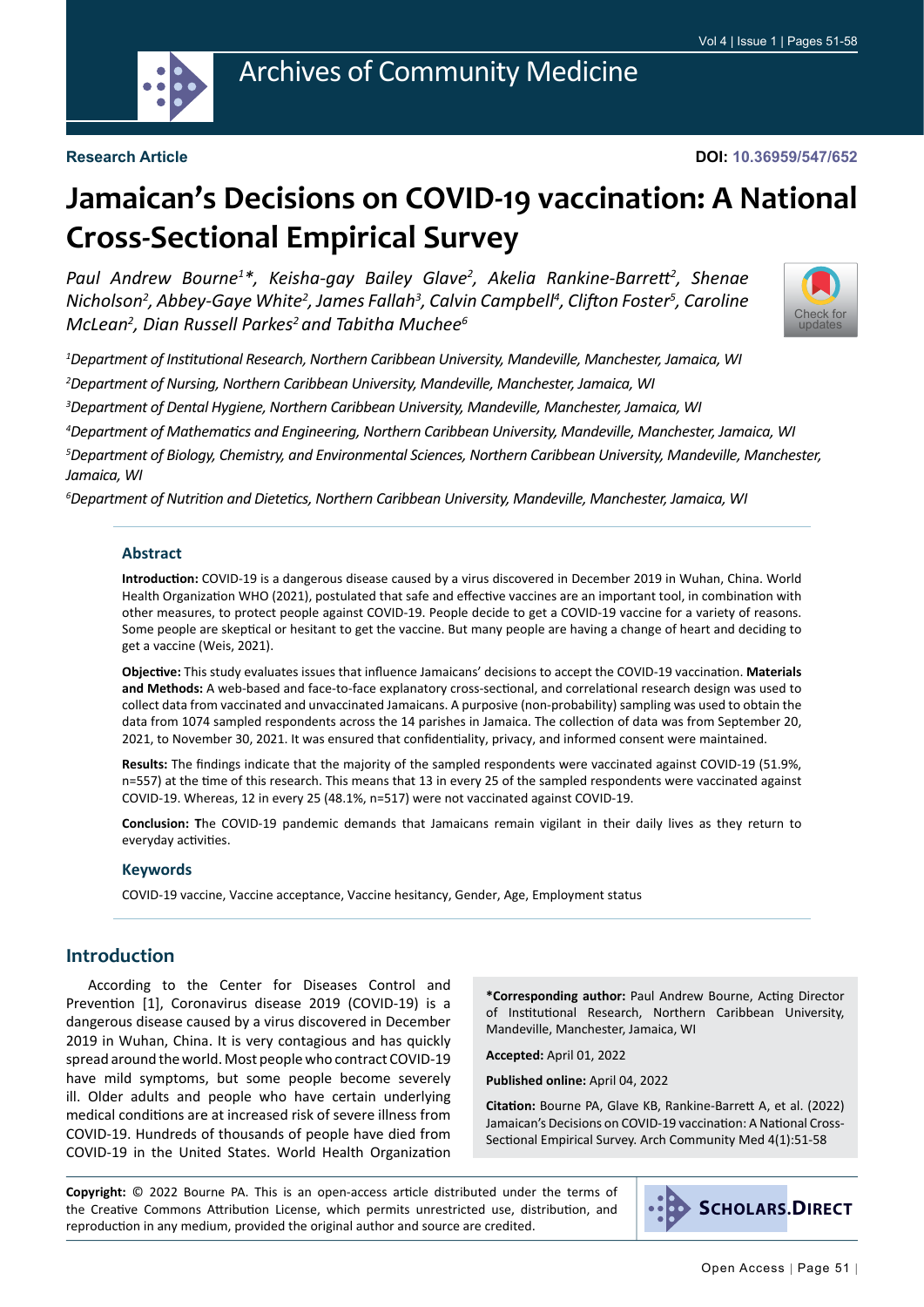Research Article

DOI: 10.36959/547/652

# Jamaican's Decisions on COVID-19 vaccination: A National Cross-Sectional Empirical Survey

*Paul Andrew Bourne[1]\*, Keisha-gay Bailey Glave[2], Akelia Rankine-Barrett[2], Shenae Nicholson[2], Abbey-Gaye White[2], James Fallah[3], Calvin Campbell[4], Clifton Foster[5], Caroline McLean[2], Dian Russell Parkes[2] and Tabitha Muchee[6]*

[1]Department of Institutional Research, Northern Caribbean University, Mandeville, Manchester, Jamaica, WI

[2]Department of Nursing, Northern Caribbean University, Mandeville, Manchester, Jamaica, WI

[3]Department of Dental Hygiene, Northern Caribbean University, Mandeville, Manchester, Jamaica, WI

[4]Department of Mathematics and Engineering, Northern Caribbean University, Mandeville, Manchester, Jamaica, WI

[5]Department of Biology, Chemistry, and Environmental Sciences, Northern Caribbean University, Mandeville, Manchester, Jamaica, WI

[6]Department of Nutrition and Dietetics, Northern Caribbean University, Mandeville, Manchester, Jamaica, WI

## Abstract

**Introduction:** COVID-19 is a dangerous disease caused by a virus discovered in December 2019 in Wuhan, China. World Health Organization WHO (2021), postulated that safe and effective vaccines are an important tool, in combination with other measures, to protect people against COVID-19. People decide to get a COVID-19 vaccine for a variety of reasons. Some people are skeptical or hesitant to get the vaccine. But many people are having a change of heart and deciding to get a vaccine (Weis, 2021).

**Objective:** This study evaluates issues that influence Jamaicans' decisions to accept the COVID-19 vaccination. **Materials and Methods:** A web-based and face-to-face explanatory cross-sectional, and correlational research design was used to collect data from vaccinated and unvaccinated Jamaicans. A purposive (non-probability) sampling was used to obtain the data from 1074 sampled respondents across the 14 parishes in Jamaica. The collection of data was from September 20, 2021, to November 30, 2021. It was ensured that confidentiality, privacy, and informed consent were maintained.

**Results:** The findings indicate that the majority of the sampled respondents were vaccinated against COVID-19 (51.9%, n=557) at the time of this research. This means that 13 in every 25 of the sampled respondents were vaccinated against COVID-19. Whereas, 12 in every 25 (48.1%, n=517) were not vaccinated against COVID-19.

**Conclusion:** **T**he COVID-19 pandemic demands that Jamaicans remain vigilant in their daily lives as they return to everyday activities.

### Keywords

COVID-19 vaccine, Vaccine acceptance, Vaccine hesitancy, Gender, Age, Employment status

## Introduction

According to the Center for Diseases Control and Prevention [1], Coronavirus disease 2019 (COVID-19) is a dangerous disease caused by a virus discovered in December 2019 in Wuhan, China. It is very contagious and has quickly spread around the world. Most people who contract COVID-19 have mild symptoms, but some people become severely ill. Older adults and people who have certain underlying medical conditions are at increased risk of severe illness from COVID-19. Hundreds of thousands of people have died from COVID-19 in the United States. World Health Organization

**\*Corresponding author:** Paul Andrew Bourne, Acting Director of Institutional Research, Northern Caribbean University, Mandeville, Manchester, Jamaica, WI

**Accepted:** April 01, 2022

**Published online:** April 04, 2022

**Citation:** Bourne PA, Glave KB, Rankine-Barrett A, et al. (2022) Jamaican's Decisions on COVID-19 vaccination: A National Cross-Sectional Empirical Survey. Arch Community Med 4(1):51-58

**Copyright:** © 2022 Bourne PA. This is an open-access article distributed under the terms of the Creative Commons Attribution License, which permits unrestricted use, distribution, and reproduction in any medium, provided the original author and source are credited.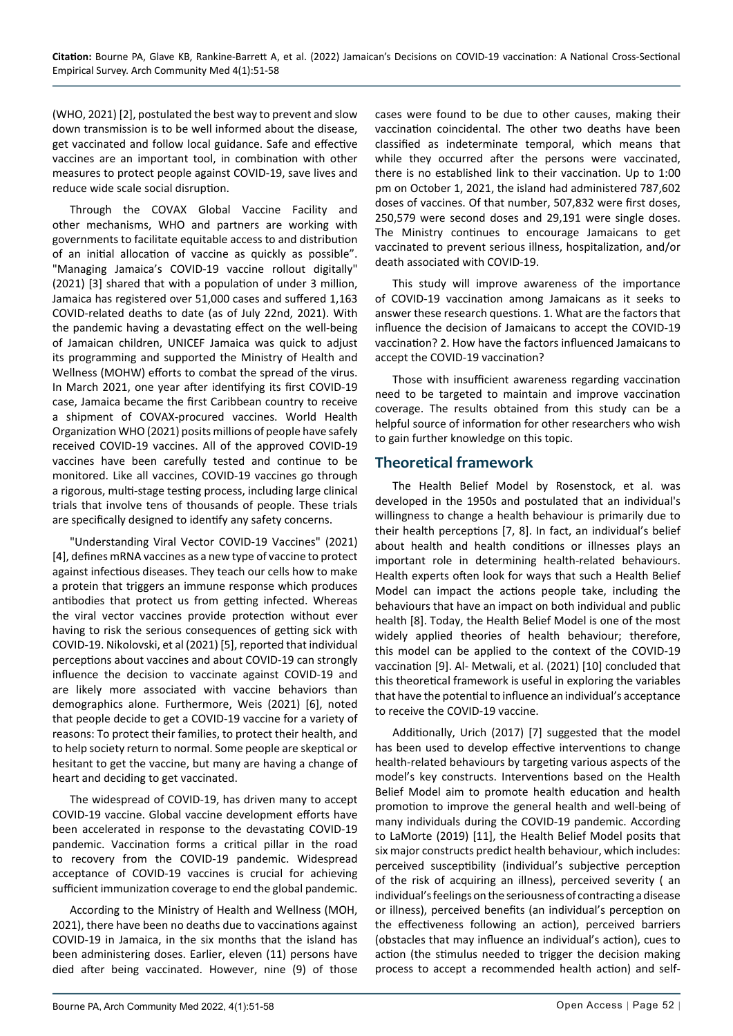(WHO, 2021) [2], postulated the best way to prevent and slow down transmission is to be well informed about the disease, get vaccinated and follow local guidance. Safe and effective vaccines are an important tool, in combination with other measures to protect people against COVID-19, save lives and reduce wide scale social disruption.

Through the COVAX Global Vaccine Facility and other mechanisms, WHO and partners are working with governments to facilitate equitable access to and distribution of an initial allocation of vaccine as quickly as possible". "Managing Jamaica's COVID-19 vaccine rollout digitally" (2021) [3] shared that with a population of under 3 million, Jamaica has registered over 51,000 cases and suffered 1,163 COVID-related deaths to date (as of July 22nd, 2021). With the pandemic having a devastating effect on the well-being of Jamaican children, UNICEF Jamaica was quick to adjust its programming and supported the Ministry of Health and Wellness (MOHW) efforts to combat the spread of the virus. In March 2021, one year after identifying its first COVID-19 case, Jamaica became the first Caribbean country to receive a shipment of COVAX-procured vaccines. World Health Organization WHO (2021) posits millions of people have safely received COVID-19 vaccines. All of the approved COVID-19 vaccines have been carefully tested and continue to be monitored. Like all vaccines, COVID-19 vaccines go through a rigorous, multi-stage testing process, including large clinical trials that involve tens of thousands of people. These trials are specifically designed to identify any safety concerns.

"Understanding Viral Vector COVID-19 Vaccines" (2021) [4], defines mRNA vaccines as a new type of vaccine to protect against infectious diseases. They teach our cells how to make a protein that triggers an immune response which produces antibodies that protect us from getting infected. Whereas the viral vector vaccines provide protection without ever having to risk the serious consequences of getting sick with COVID-19. Nikolovski, et al (2021) [5], reported that individual perceptions about vaccines and about COVID-19 can strongly influence the decision to vaccinate against COVID-19 and are likely more associated with vaccine behaviors than demographics alone. Furthermore, Weis (2021) [6], noted that people decide to get a COVID-19 vaccine for a variety of reasons: To protect their families, to protect their health, and to help society return to normal. Some people are skeptical or hesitant to get the vaccine, but many are having a change of heart and deciding to get vaccinated.

The widespread of COVID-19, has driven many to accept COVID-19 vaccine. Global vaccine development efforts have been accelerated in response to the devastating COVID-19 pandemic. Vaccination forms a critical pillar in the road to recovery from the COVID-19 pandemic. Widespread acceptance of COVID-19 vaccines is crucial for achieving sufficient immunization coverage to end the global pandemic.

According to the Ministry of Health and Wellness (MOH, 2021), there have been no deaths due to vaccinations against COVID-19 in Jamaica, in the six months that the island has been administering doses. Earlier, eleven (11) persons have died after being vaccinated. However, nine (9) of those cases were found to be due to other causes, making their vaccination coincidental. The other two deaths have been classified as indeterminate temporal, which means that while they occurred after the persons were vaccinated, there is no established link to their vaccination. Up to 1:00 pm on October 1, 2021, the island had administered 787,602 doses of vaccines. Of that number, 507,832 were first doses, 250,579 were second doses and 29,191 were single doses. The Ministry continues to encourage Jamaicans to get vaccinated to prevent serious illness, hospitalization, and/or death associated with COVID-19.

This study will improve awareness of the importance of COVID-19 vaccination among Jamaicans as it seeks to answer these research questions. 1. What are the factors that influence the decision of Jamaicans to accept the COVID-19 vaccination? 2. How have the factors influenced Jamaicans to accept the COVID-19 vaccination?

Those with insufficient awareness regarding vaccination need to be targeted to maintain and improve vaccination coverage. The results obtained from this study can be a helpful source of information for other researchers who wish to gain further knowledge on this topic.

## Theoretical framework

The Health Belief Model by Rosenstock, et al. was developed in the 1950s and postulated that an individual's willingness to change a health behaviour is primarily due to their health perceptions [7, 8]. In fact, an individual's belief about health and health conditions or illnesses plays an important role in determining health-related behaviours. Health experts often look for ways that such a Health Belief Model can impact the actions people take, including the behaviours that have an impact on both individual and public health [8]. Today, the Health Belief Model is one of the most widely applied theories of health behaviour; therefore, this model can be applied to the context of the COVID-19 vaccination [9]. Al- Metwali, et al. (2021) [10] concluded that this theoretical framework is useful in exploring the variables that have the potential to influence an individual's acceptance to receive the COVID-19 vaccine.

Additionally, Urich (2017) [7] suggested that the model has been used to develop effective interventions to change health-related behaviours by targeting various aspects of the model's key constructs. Interventions based on the Health Belief Model aim to promote health education and health promotion to improve the general health and well-being of many individuals during the COVID-19 pandemic. According to LaMorte (2019) [11], the Health Belief Model posits that six major constructs predict health behaviour, which includes: perceived susceptibility (individual's subjective perception of the risk of acquiring an illness), perceived severity ( an individual's feelings on the seriousness of contracting a disease or illness), perceived benefits (an individual's perception on the effectiveness following an action), perceived barriers (obstacles that may influence an individual's action), cues to action (the stimulus needed to trigger the decision making process to accept a recommended health action) and self-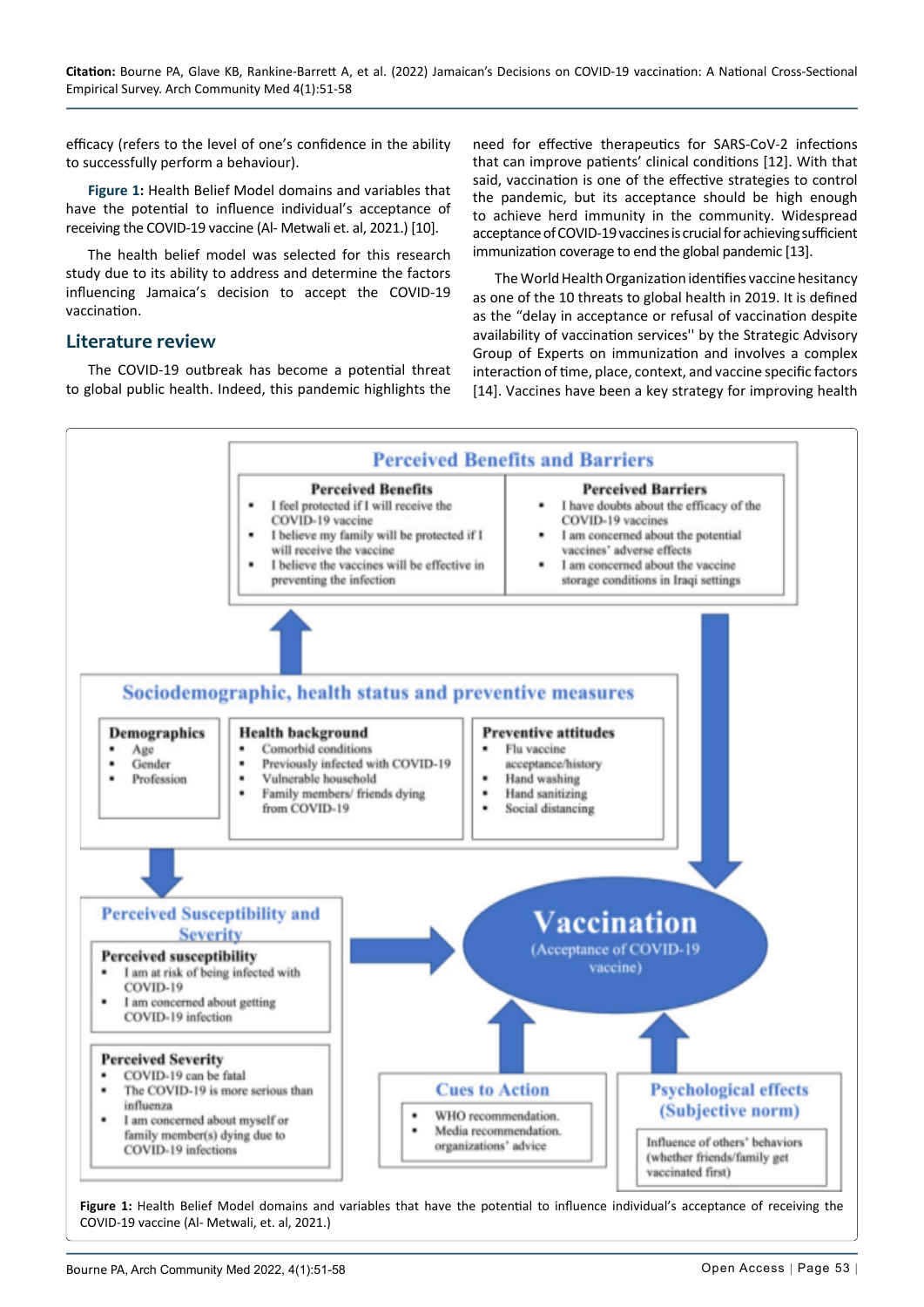efficacy (refers to the level of one's confidence in the ability to successfully perform a behaviour).

**Figure 1:** Health Belief Model domains and variables that have the potential to influence individual's acceptance of receiving the COVID-19 vaccine (Al- Metwali et. al, 2021.) [10].

The health belief model was selected for this research study due to its ability to address and determine the factors influencing Jamaica's decision to accept the COVID-19 vaccination.

## Literature review

The COVID-19 outbreak has become a potential threat to global public health. Indeed, this pandemic highlights the need for effective therapeutics for SARS-CoV-2 infections that can improve patients' clinical conditions [12]. With that said, vaccination is one of the effective strategies to control the pandemic, but its acceptance should be high enough to achieve herd immunity in the community. Widespread acceptance of COVID-19 vaccines is crucial for achieving sufficient immunization coverage to end the global pandemic [13].

The World Health Organization identifies vaccine hesitancy as one of the 10 threats to global health in 2019. It is defined as the "delay in acceptance or refusal of vaccination despite availability of vaccination services'' by the Strategic Advisory Group of Experts on immunization and involves a complex interaction of time, place, context, and vaccine specific factors [14]. Vaccines have been a key strategy for improving health

**Perceived Benefits and Barriers**

**Perceived Benefits**
- I feel protected if I will receive the COVID-19 vaccine
- I believe my family will be protected if I will receive the vaccine
- I believe the vaccines will be effective in preventing the infection

**Perceived Barriers**
- I have doubts about the efficacy of the COVID-19 vaccines
- I am concerned about the potential vaccines' adverse effects
- I am concerned about the vaccine storage conditions in Iraqi settings

**Sociodemographic, health status and preventive measures**

**Demographics**
- Age
- Gender
- Profession

**Health background**
- Comorbid conditions
- Previously infected with COVID-19
- Vulnerable household
- Family members/ friends dying from COVID-19

**Preventive attitudes**
- Flu vaccine acceptance/history
- Hand washing
- Hand sanitizing
- Social distancing

**Perceived Susceptibility and Severity**

**Perceived susceptibility**
- I am at risk of being infected with COVID-19
- I am concerned about getting COVID-19 infection

**Perceived Severity**
- COVID-19 can be fatal
- The COVID-19 is more serious than influenza
- I am concerned about myself or family member(s) dying due to COVID-19 infections

**Vaccination** (Acceptance of COVID-19 vaccine)

**Cues to Action**
- WHO recommendation.
- Media recommendation. organizations' advice

**Psychological effects (Subjective norm)**

Influence of others' behaviors (whether friends/family get vaccinated first)

**Figure 1:** Health Belief Model domains and variables that have the potential to influence individual's acceptance of receiving the COVID-19 vaccine (Al- Metwali, et. al, 2021.)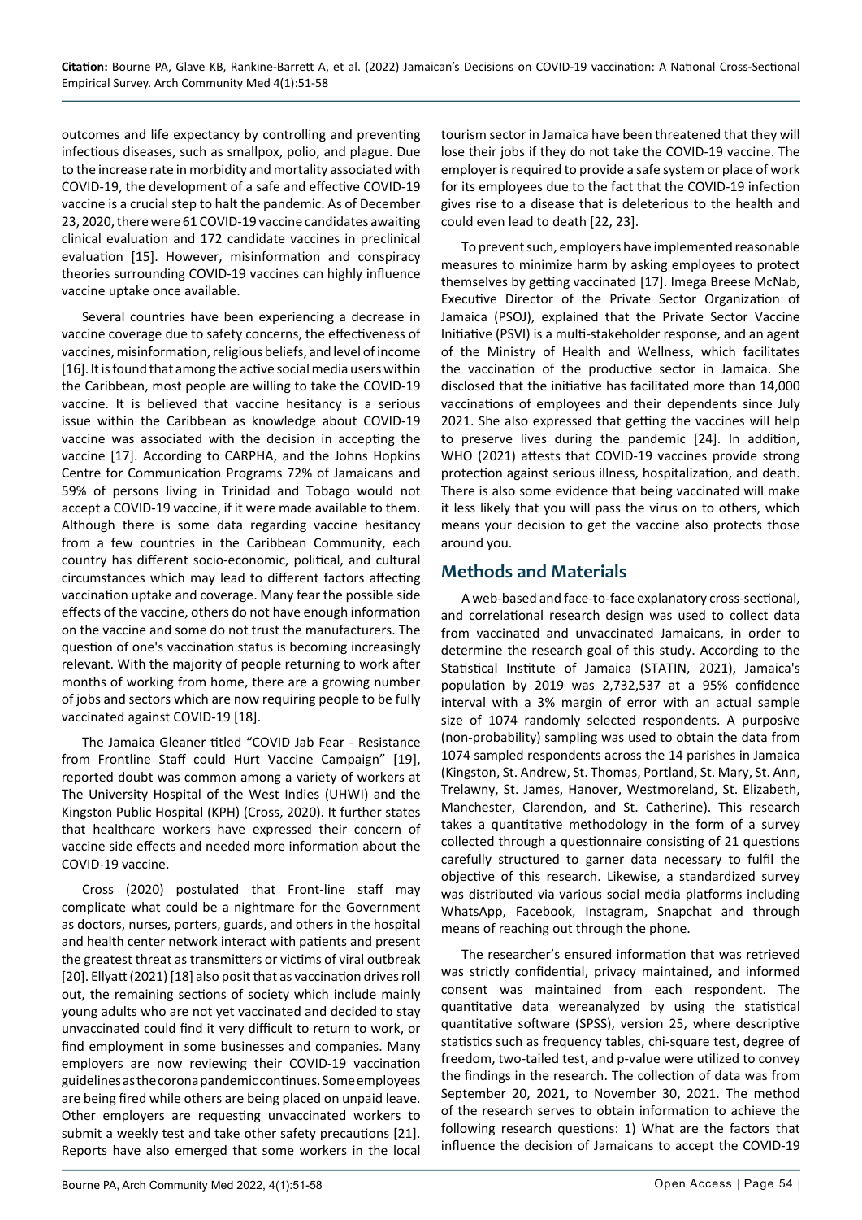outcomes and life expectancy by controlling and preventing infectious diseases, such as smallpox, polio, and plague. Due to the increase rate in morbidity and mortality associated with COVID-19, the development of a safe and effective COVID-19 vaccine is a crucial step to halt the pandemic. As of December 23, 2020, there were 61 COVID-19 vaccine candidates awaiting clinical evaluation and 172 candidate vaccines in preclinical evaluation [15]. However, misinformation and conspiracy theories surrounding COVID-19 vaccines can highly influence vaccine uptake once available.

Several countries have been experiencing a decrease in vaccine coverage due to safety concerns, the effectiveness of vaccines, misinformation, religious beliefs, and level of income [16]. It is found that among the active social media users within the Caribbean, most people are willing to take the COVID-19 vaccine. It is believed that vaccine hesitancy is a serious issue within the Caribbean as knowledge about COVID-19 vaccine was associated with the decision in accepting the vaccine [17]. According to CARPHA, and the Johns Hopkins Centre for Communication Programs 72% of Jamaicans and 59% of persons living in Trinidad and Tobago would not accept a COVID-19 vaccine, if it were made available to them. Although there is some data regarding vaccine hesitancy from a few countries in the Caribbean Community, each country has different socio-economic, political, and cultural circumstances which may lead to different factors affecting vaccination uptake and coverage. Many fear the possible side effects of the vaccine, others do not have enough information on the vaccine and some do not trust the manufacturers. The question of one's vaccination status is becoming increasingly relevant. With the majority of people returning to work after months of working from home, there are a growing number of jobs and sectors which are now requiring people to be fully vaccinated against COVID-19 [18].

The Jamaica Gleaner titled "COVID Jab Fear - Resistance from Frontline Staff could Hurt Vaccine Campaign" [19], reported doubt was common among a variety of workers at The University Hospital of the West Indies (UHWI) and the Kingston Public Hospital (KPH) (Cross, 2020). It further states that healthcare workers have expressed their concern of vaccine side effects and needed more information about the COVID-19 vaccine.

Cross (2020) postulated that Front-line staff may complicate what could be a nightmare for the Government as doctors, nurses, porters, guards, and others in the hospital and health center network interact with patients and present the greatest threat as transmitters or victims of viral outbreak [20]. Ellyatt (2021) [18] also posit that as vaccination drives roll out, the remaining sections of society which include mainly young adults who are not yet vaccinated and decided to stay unvaccinated could find it very difficult to return to work, or find employment in some businesses and companies. Many employers are now reviewing their COVID-19 vaccination guidelines as the corona pandemic continues. Some employees are being fired while others are being placed on unpaid leave. Other employers are requesting unvaccinated workers to submit a weekly test and take other safety precautions [21]. Reports have also emerged that some workers in the local tourism sector in Jamaica have been threatened that they will lose their jobs if they do not take the COVID-19 vaccine. The employer is required to provide a safe system or place of work for its employees due to the fact that the COVID-19 infection gives rise to a disease that is deleterious to the health and could even lead to death [22, 23].

To prevent such, employers have implemented reasonable measures to minimize harm by asking employees to protect themselves by getting vaccinated [17]. Imega Breese McNab, Executive Director of the Private Sector Organization of Jamaica (PSOJ), explained that the Private Sector Vaccine Initiative (PSVI) is a multi-stakeholder response, and an agent of the Ministry of Health and Wellness, which facilitates the vaccination of the productive sector in Jamaica. She disclosed that the initiative has facilitated more than 14,000 vaccinations of employees and their dependents since July 2021. She also expressed that getting the vaccines will help to preserve lives during the pandemic [24]. In addition, WHO (2021) attests that COVID-19 vaccines provide strong protection against serious illness, hospitalization, and death. There is also some evidence that being vaccinated will make it less likely that you will pass the virus on to others, which means your decision to get the vaccine also protects those around you.

## Methods and Materials

A web-based and face-to-face explanatory cross-sectional, and correlational research design was used to collect data from vaccinated and unvaccinated Jamaicans, in order to determine the research goal of this study. According to the Statistical Institute of Jamaica (STATIN, 2021), Jamaica's population by 2019 was 2,732,537 at a 95% confidence interval with a 3% margin of error with an actual sample size of 1074 randomly selected respondents. A purposive (non-probability) sampling was used to obtain the data from 1074 sampled respondents across the 14 parishes in Jamaica (Kingston, St. Andrew, St. Thomas, Portland, St. Mary, St. Ann, Trelawny, St. James, Hanover, Westmoreland, St. Elizabeth, Manchester, Clarendon, and St. Catherine). This research takes a quantitative methodology in the form of a survey collected through a questionnaire consisting of 21 questions carefully structured to garner data necessary to fulfil the objective of this research. Likewise, a standardized survey was distributed via various social media platforms including WhatsApp, Facebook, Instagram, Snapchat and through means of reaching out through the phone.

The researcher's ensured information that was retrieved was strictly confidential, privacy maintained, and informed consent was maintained from each respondent. The quantitative data wereanalyzed by using the statistical quantitative software (SPSS), version 25, where descriptive statistics such as frequency tables, chi-square test, degree of freedom, two-tailed test, and p-value were utilized to convey the findings in the research. The collection of data was from September 20, 2021, to November 30, 2021. The method of the research serves to obtain information to achieve the following research questions: 1) What are the factors that influence the decision of Jamaicans to accept the COVID-19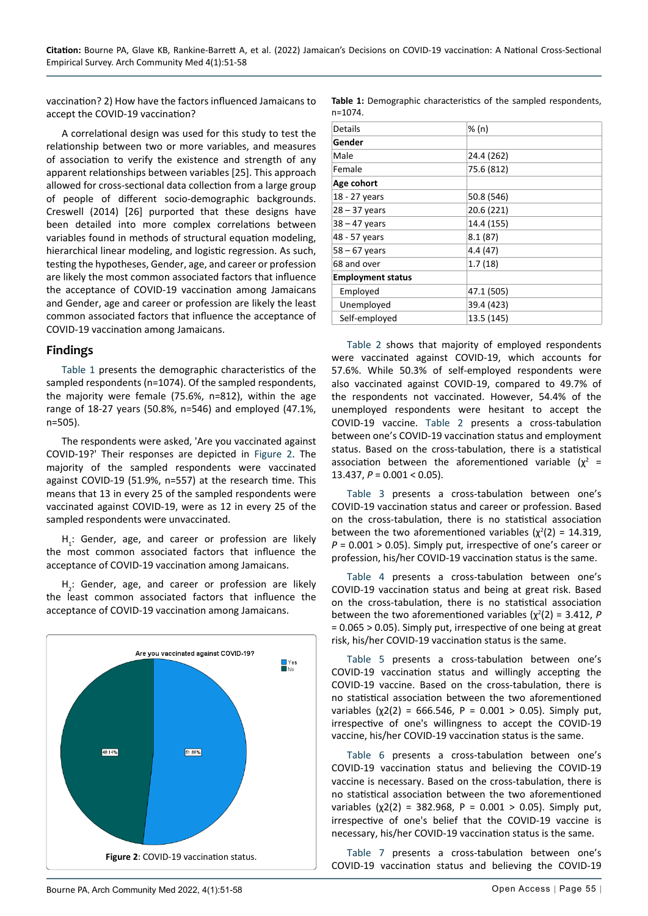vaccination? 2) How have the factors influenced Jamaicans to accept the COVID-19 vaccination?

A correlational design was used for this study to test the relationship between two or more variables, and measures of association to verify the existence and strength of any apparent relationships between variables [25]. This approach allowed for cross-sectional data collection from a large group of people of different socio-demographic backgrounds. Creswell (2014) [26] purported that these designs have been detailed into more complex correlations between variables found in methods of structural equation modeling, hierarchical linear modeling, and logistic regression. As such, testing the hypotheses, Gender, age, and career or profession are likely the most common associated factors that influence the acceptance of COVID-19 vaccination among Jamaicans and Gender, age and career or profession are likely the least common associated factors that influence the acceptance of COVID-19 vaccination among Jamaicans.

## Findings

Table 1 presents the demographic characteristics of the sampled respondents (n=1074). Of the sampled respondents, the majority were female (75.6%, n=812), within the age range of 18-27 years (50.8%, n=546) and employed (47.1%, n=505).

The respondents were asked, 'Are you vaccinated against COVID-19?' Their responses are depicted in Figure 2. The majority of the sampled respondents were vaccinated against COVID-19 (51.9%, n=557) at the research time. This means that 13 in every 25 of the sampled respondents were vaccinated against COVID-19, were as 12 in every 25 of the sampled respondents were unvaccinated.

$H_1$: Gender, age, and career or profession are likely the most common associated factors that influence the acceptance of COVID-19 vaccination among Jamaicans.

$H_2$: Gender, age, and career or profession are likely the least common associated factors that influence the acceptance of COVID-19 vaccination among Jamaicans.

Are you vaccinated against COVID-19? (Yes: 51.86%; No: 48.14%)

**Figure 2**: COVID-19 vaccination status.

**Table 1:** Demographic characteristics of the sampled respondents, n=1074.

| Details | % (n) |
|---|---|
| **Gender** | |
| Male | 24.4 (262) |
| Female | 75.6 (812) |
| **Age cohort** | |
| 18 - 27 years | 50.8 (546) |
| 28 – 37 years | 20.6 (221) |
| 38 – 47 years | 14.4 (155) |
| 48 - 57 years | 8.1 (87) |
| 58 – 67 years | 4.4 (47) |
| 68 and over | 1.7 (18) |
| **Employment status** | |
| Employed | 47.1 (505) |
| Unemployed | 39.4 (423) |
| Self-employed | 13.5 (145) |

Table 2 shows that majority of employed respondents were vaccinated against COVID-19, which accounts for 57.6%. While 50.3% of self-employed respondents were also vaccinated against COVID-19, compared to 49.7% of the respondents not vaccinated. However, 54.4% of the unemployed respondents were hesitant to accept the COVID-19 vaccine. Table 2 presents a cross-tabulation between one's COVID-19 vaccination status and employment status. Based on the cross-tabulation, there is a statistical association between the aforementioned variable ($\chi^2$ = 13.437, $P$ = 0.001 < 0.05).

Table 3 presents a cross-tabulation between one's COVID-19 vaccination status and career or profession. Based on the cross-tabulation, there is no statistical association between the two aforementioned variables ($\chi^2(2)$ = 14.319, $P$ = 0.001 > 0.05). Simply put, irrespective of one's career or profession, his/her COVID-19 vaccination status is the same.

Table 4 presents a cross-tabulation between one's COVID-19 vaccination status and being at great risk. Based on the cross-tabulation, there is no statistical association between the two aforementioned variables ($\chi^2(2)$ = 3.412, $P$ = 0.065 > 0.05). Simply put, irrespective of one being at great risk, his/her COVID-19 vaccination status is the same.

Table 5 presents a cross-tabulation between one's COVID-19 vaccination status and willingly accepting the COVID-19 vaccine. Based on the cross-tabulation, there is no statistical association between the two aforementioned variables ($\chi2(2)$ = 666.546, P = 0.001 > 0.05). Simply put, irrespective of one's willingness to accept the COVID-19 vaccine, his/her COVID-19 vaccination status is the same.

Table 6 presents a cross-tabulation between one's COVID-19 vaccination status and believing the COVID-19 vaccine is necessary. Based on the cross-tabulation, there is no statistical association between the two aforementioned variables ($\chi2(2)$ = 382.968, P = 0.001 > 0.05). Simply put, irrespective of one's belief that the COVID-19 vaccine is necessary, his/her COVID-19 vaccination status is the same.

Table 7 presents a cross-tabulation between one's COVID-19 vaccination status and believing the COVID-19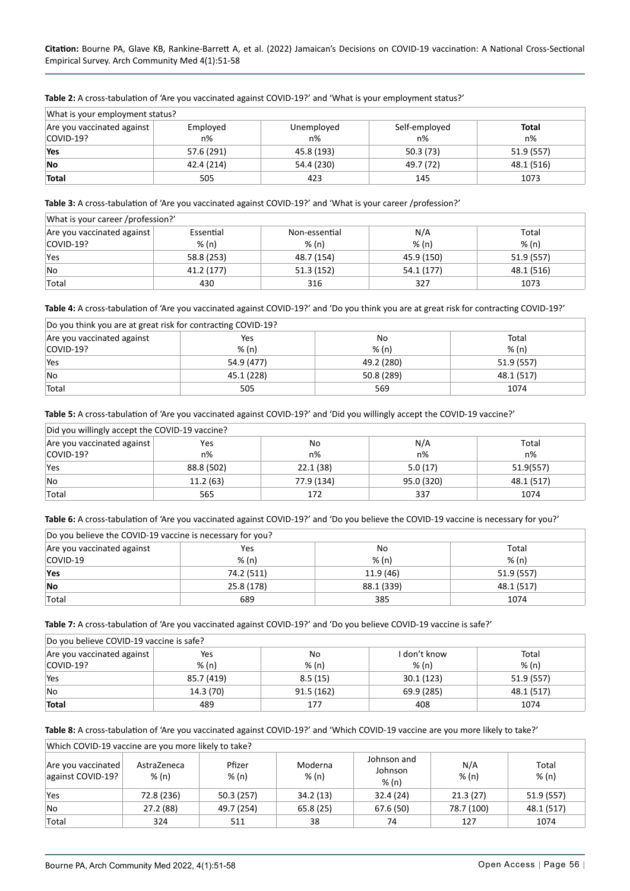**Citation:** Bourne PA, Glave KB, Rankine-Barrett A, et al. (2022) Jamaican's Decisions on COVID-19 vaccination: A National Cross-Sectional Empirical Survey. Arch Community Med 4(1):51-58

**Table 2:** A cross-tabulation of 'Are you vaccinated against COVID-19?' and 'What is your employment status?'

| What is your employment status? | | | | |
|---|---|---|---|---|
| Are you vaccinated against COVID-19? | Employed n% | Unemployed n% | Self-employed n% | **Total** n% |
| **Yes** | 57.6 (291) | 45.8 (193) | 50.3 (73) | 51.9 (557) |
| **No** | 42.4 (214) | 54.4 (230) | 49.7 (72) | 48.1 (516) |
| **Total** | 505 | 423 | 145 | 1073 |

**Table 3:** A cross-tabulation of 'Are you vaccinated against COVID-19?' and 'What is your career /profession?'

| What is your career /profession?' | | | | |
|---|---|---|---|---|
| Are you vaccinated against COVID-19? | Essential % (n) | Non-essential % (n) | N/A % (n) | Total % (n) |
| Yes | 58.8 (253) | 48.7 (154) | 45.9 (150) | 51.9 (557) |
| No | 41.2 (177) | 51.3 (152) | 54.1 (177) | 48.1 (516) |
| Total | 430 | 316 | 327 | 1073 |

**Table 4:** A cross-tabulation of 'Are you vaccinated against COVID-19?' and 'Do you think you are at great risk for contracting COVID-19?'

| Do you think you are at great risk for contracting COVID-19? | | | |
|---|---|---|---|
| Are you vaccinated against COVID-19? | Yes % (n) | No % (n) | Total % (n) |
| Yes | 54.9 (477) | 49.2 (280) | 51.9 (557) |
| No | 45.1 (228) | 50.8 (289) | 48.1 (517) |
| Total | 505 | 569 | 1074 |

**Table 5:** A cross-tabulation of 'Are you vaccinated against COVID-19?' and 'Did you willingly accept the COVID-19 vaccine?'

| Did you willingly accept the COVID-19 vaccine? | | | | |
|---|---|---|---|---|
| Are you vaccinated against COVID-19? | Yes n% | No n% | N/A n% | Total n% |
| Yes | 88.8 (502) | 22.1 (38) | 5.0 (17) | 51.9(557) |
| No | 11.2 (63) | 77.9 (134) | 95.0 (320) | 48.1 (517) |
| Total | 565 | 172 | 337 | 1074 |

**Table 6:** A cross-tabulation of 'Are you vaccinated against COVID-19?' and 'Do you believe the COVID-19 vaccine is necessary for you?'

| Do you believe the COVID-19 vaccine is necessary for you? | | | |
|---|---|---|---|
| Are you vaccinated against COVID-19 | Yes % (n) | No % (n) | Total % (n) |
| **Yes** | 74.2 (511) | 11.9 (46) | 51.9 (557) |
| **No** | 25.8 (178) | 88.1 (339) | 48.1 (517) |
| Total | 689 | 385 | 1074 |

**Table 7:** A cross-tabulation of 'Are you vaccinated against COVID-19?' and 'Do you believe COVID-19 vaccine is safe?'

| Do you believe COVID-19 vaccine is safe? | | | | |
|---|---|---|---|---|
| Are you vaccinated against COVID-19? | Yes % (n) | No % (n) | I don't know % (n) | Total % (n) |
| Yes | 85.7 (419) | 8.5 (15) | 30.1 (123) | 51.9 (557) |
| No | 14.3 (70) | 91.5 (162) | 69.9 (285) | 48.1 (517) |
| **Total** | 489 | 177 | 408 | 1074 |

**Table 8:** A cross-tabulation of 'Are you vaccinated against COVID-19?' and 'Which COVID-19 vaccine are you more likely to take?'

| Which COVID-19 vaccine are you more likely to take? | | | | | | |
|---|---|---|---|---|---|---|
| Are you vaccinated against COVID-19? | AstraZeneca % (n) | Pfizer % (n) | Moderna % (n) | Johnson and Johnson % (n) | N/A % (n) | Total % (n) |
| Yes | 72.8 (236) | 50.3 (257) | 34.2 (13) | 32.4 (24) | 21.3 (27) | 51.9 (557) |
| No | 27.2 (88) | 49.7 (254) | 65.8 (25) | 67.6 (50) | 78.7 (100) | 48.1 (517) |
| Total | 324 | 511 | 38 | 74 | 127 | 1074 |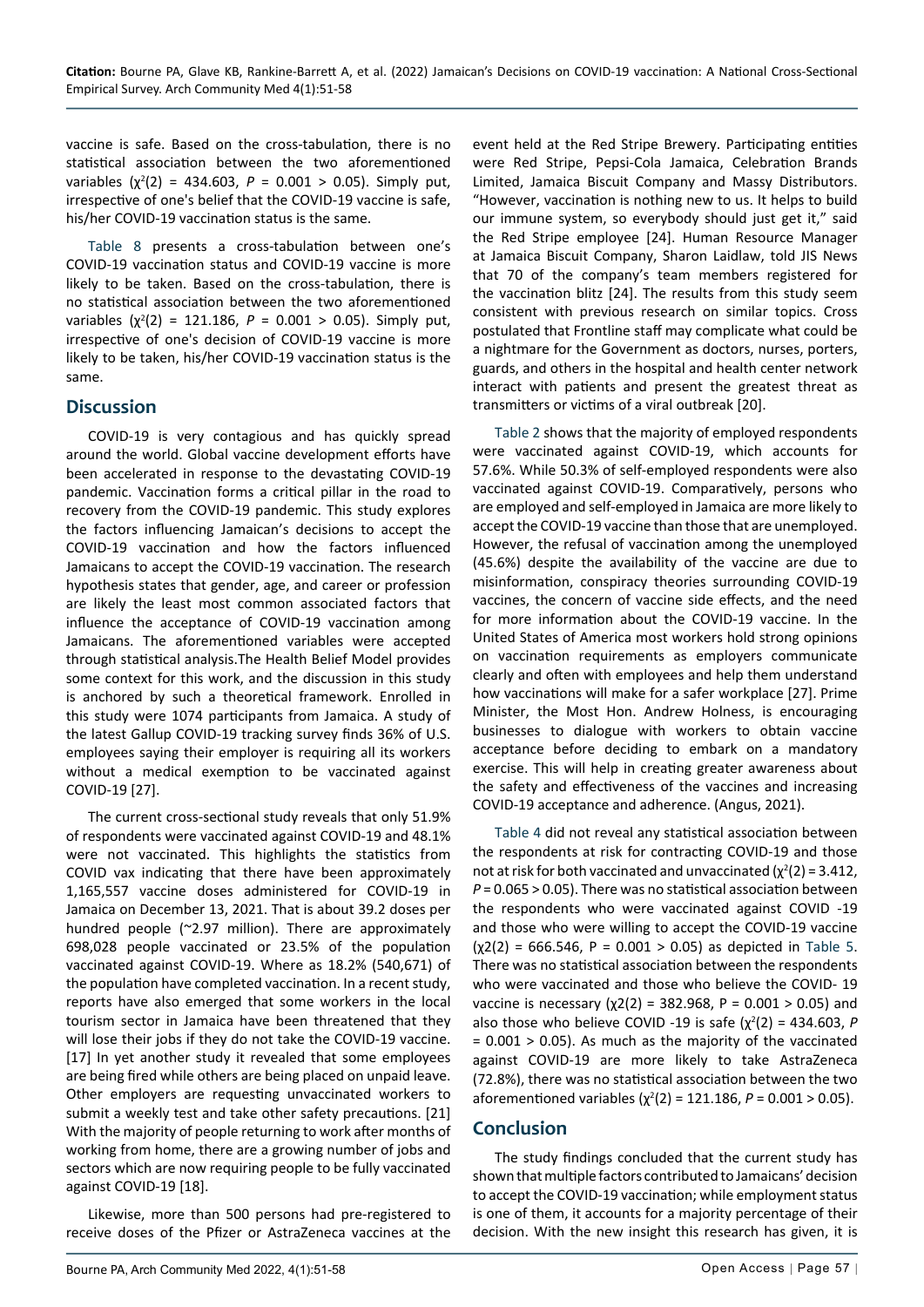vaccine is safe. Based on the cross-tabulation, there is no statistical association between the two aforementioned variables ($\chi^2(2)$ = 434.603, $P$ = 0.001 > 0.05). Simply put, irrespective of one's belief that the COVID-19 vaccine is safe, his/her COVID-19 vaccination status is the same.

Table 8 presents a cross-tabulation between one's COVID-19 vaccination status and COVID-19 vaccine is more likely to be taken. Based on the cross-tabulation, there is no statistical association between the two aforementioned variables ($\chi^2(2)$ = 121.186, $P$ = 0.001 > 0.05). Simply put, irrespective of one's decision of COVID-19 vaccine is more likely to be taken, his/her COVID-19 vaccination status is the same.

## Discussion

COVID-19 is very contagious and has quickly spread around the world. Global vaccine development efforts have been accelerated in response to the devastating COVID-19 pandemic. Vaccination forms a critical pillar in the road to recovery from the COVID-19 pandemic. This study explores the factors influencing Jamaican's decisions to accept the COVID-19 vaccination and how the factors influenced Jamaicans to accept the COVID-19 vaccination. The research hypothesis states that gender, age, and career or profession are likely the least most common associated factors that influence the acceptance of COVID-19 vaccination among Jamaicans. The aforementioned variables were accepted through statistical analysis.The Health Belief Model provides some context for this work, and the discussion in this study is anchored by such a theoretical framework. Enrolled in this study were 1074 participants from Jamaica. A study of the latest Gallup COVID-19 tracking survey finds 36% of U.S. employees saying their employer is requiring all its workers without a medical exemption to be vaccinated against COVID-19 [27].

The current cross-sectional study reveals that only 51.9% of respondents were vaccinated against COVID-19 and 48.1% were not vaccinated. This highlights the statistics from COVID vax indicating that there have been approximately 1,165,557 vaccine doses administered for COVID-19 in Jamaica on December 13, 2021. That is about 39.2 doses per hundred people (~2.97 million). There are approximately 698,028 people vaccinated or 23.5% of the population vaccinated against COVID-19. Where as 18.2% (540,671) of the population have completed vaccination. In a recent study, reports have also emerged that some workers in the local tourism sector in Jamaica have been threatened that they will lose their jobs if they do not take the COVID-19 vaccine. [17] In yet another study it revealed that some employees are being fired while others are being placed on unpaid leave. Other employers are requesting unvaccinated workers to submit a weekly test and take other safety precautions. [21] With the majority of people returning to work after months of working from home, there are a growing number of jobs and sectors which are now requiring people to be fully vaccinated against COVID-19 [18].

Likewise, more than 500 persons had pre-registered to receive doses of the Pfizer or AstraZeneca vaccines at the event held at the Red Stripe Brewery. Participating entities were Red Stripe, Pepsi-Cola Jamaica, Celebration Brands Limited, Jamaica Biscuit Company and Massy Distributors. "However, vaccination is nothing new to us. It helps to build our immune system, so everybody should just get it," said the Red Stripe employee [24]. Human Resource Manager at Jamaica Biscuit Company, Sharon Laidlaw, told JIS News that 70 of the company's team members registered for the vaccination blitz [24]. The results from this study seem consistent with previous research on similar topics. Cross postulated that Frontline staff may complicate what could be a nightmare for the Government as doctors, nurses, porters, guards, and others in the hospital and health center network interact with patients and present the greatest threat as transmitters or victims of a viral outbreak [20].

Table 2 shows that the majority of employed respondents were vaccinated against COVID-19, which accounts for 57.6%. While 50.3% of self-employed respondents were also vaccinated against COVID-19. Comparatively, persons who are employed and self-employed in Jamaica are more likely to accept the COVID-19 vaccine than those that are unemployed. However, the refusal of vaccination among the unemployed (45.6%) despite the availability of the vaccine are due to misinformation, conspiracy theories surrounding COVID-19 vaccines, the concern of vaccine side effects, and the need for more information about the COVID-19 vaccine. In the United States of America most workers hold strong opinions on vaccination requirements as employers communicate clearly and often with employees and help them understand how vaccinations will make for a safer workplace [27]. Prime Minister, the Most Hon. Andrew Holness, is encouraging businesses to dialogue with workers to obtain vaccine acceptance before deciding to embark on a mandatory exercise. This will help in creating greater awareness about the safety and effectiveness of the vaccines and increasing COVID-19 acceptance and adherence. (Angus, 2021).

Table 4 did not reveal any statistical association between the respondents at risk for contracting COVID-19 and those not at risk for both vaccinated and unvaccinated ($\chi^2(2)$ = 3.412, $P$ = 0.065 > 0.05). There was no statistical association between the respondents who were vaccinated against COVID -19 and those who were willing to accept the COVID-19 vaccine ($\chi^2(2)$ = 666.546, P = 0.001 > 0.05) as depicted in Table 5. There was no statistical association between the respondents who were vaccinated and those who believe the COVID- 19 vaccine is necessary ($\chi^2(2)$ = 382.968, P = 0.001 > 0.05) and also those who believe COVID -19 is safe ($\chi^2(2)$ = 434.603, $P$ = 0.001 > 0.05). As much as the majority of the vaccinated against COVID-19 are more likely to take AstraZeneca (72.8%), there was no statistical association between the two aforementioned variables ($\chi^2(2)$ = 121.186, $P$ = 0.001 > 0.05).

## Conclusion

The study findings concluded that the current study has shown that multiple factors contributed to Jamaicans' decision to accept the COVID-19 vaccination; while employment status is one of them, it accounts for a majority percentage of their decision. With the new insight this research has given, it is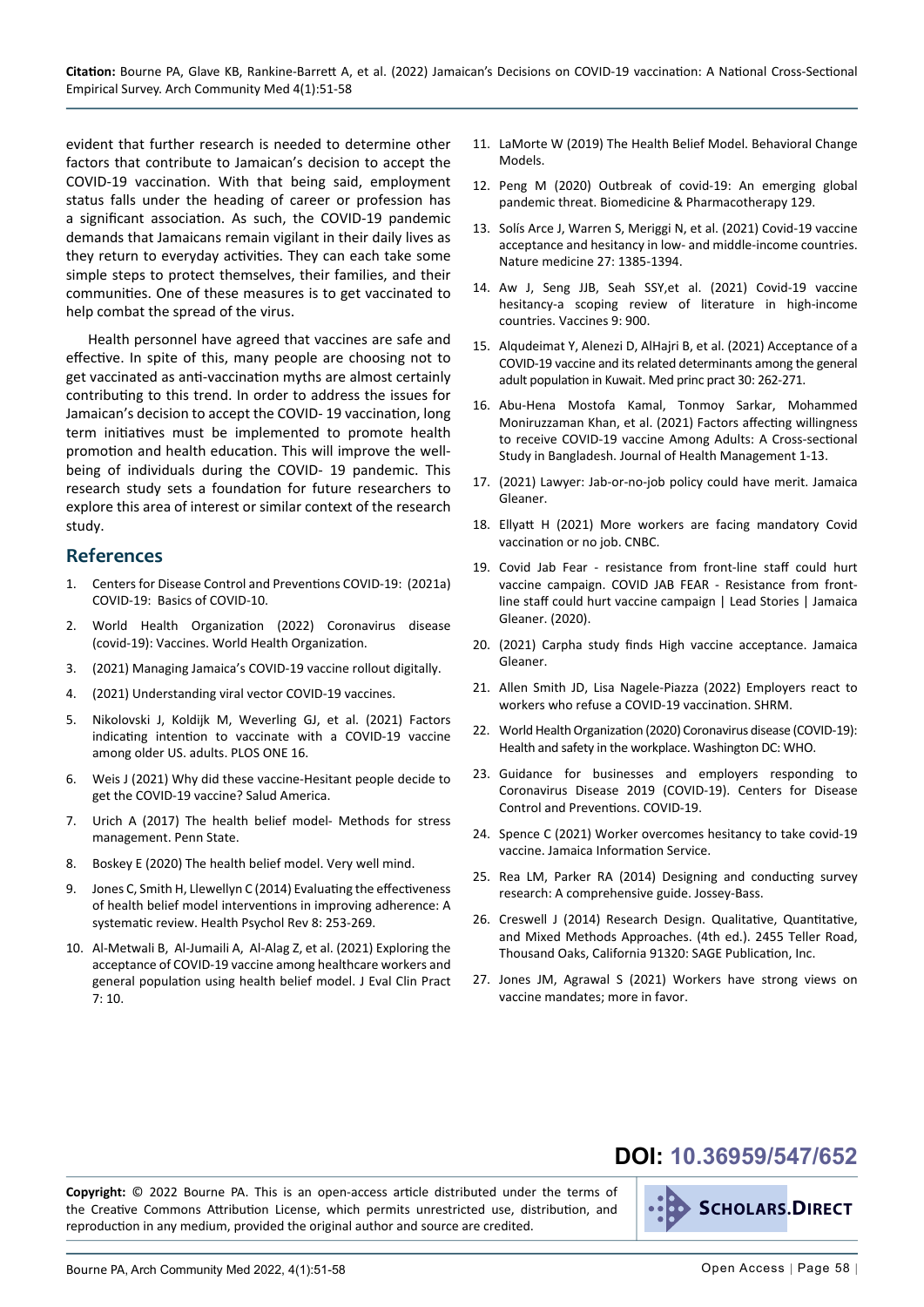evident that further research is needed to determine other factors that contribute to Jamaican's decision to accept the COVID-19 vaccination. With that being said, employment status falls under the heading of career or profession has a significant association. As such, the COVID-19 pandemic demands that Jamaicans remain vigilant in their daily lives as they return to everyday activities. They can each take some simple steps to protect themselves, their families, and their communities. One of these measures is to get vaccinated to help combat the spread of the virus.

Health personnel have agreed that vaccines are safe and effective. In spite of this, many people are choosing not to get vaccinated as anti-vaccination myths are almost certainly contributing to this trend. In order to address the issues for Jamaican's decision to accept the COVID- 19 vaccination, long term initiatives must be implemented to promote health promotion and health education. This will improve the well-being of individuals during the COVID- 19 pandemic. This research study sets a foundation for future researchers to explore this area of interest or similar context of the research study.

## References

1. Centers for Disease Control and Preventions COVID-19: (2021a) COVID-19: Basics of COVID-10.
2. World Health Organization (2022) Coronavirus disease (covid-19): Vaccines. World Health Organization.
3. (2021) Managing Jamaica's COVID-19 vaccine rollout digitally.
4. (2021) Understanding viral vector COVID-19 vaccines.
5. Nikolovski J, Koldijk M, Weverling GJ, et al. (2021) Factors indicating intention to vaccinate with a COVID-19 vaccine among older US. adults. PLOS ONE 16.
6. Weis J (2021) Why did these vaccine-Hesitant people decide to get the COVID-19 vaccine? Salud America.
7. Urich A (2017) The health belief model- Methods for stress management. Penn State.
8. Boskey E (2020) The health belief model. Very well mind.
9. Jones C, Smith H, Llewellyn C (2014) Evaluating the effectiveness of health belief model interventions in improving adherence: A systematic review. Health Psychol Rev 8: 253-269.
10. Al-Metwali B, Al-Jumaili A, Al-Alag Z, et al. (2021) Exploring the acceptance of COVID-19 vaccine among healthcare workers and general population using health belief model. J Eval Clin Pract 7: 10.
11. LaMorte W (2019) The Health Belief Model. Behavioral Change Models.
12. Peng M (2020) Outbreak of covid-19: An emerging global pandemic threat. Biomedicine & Pharmacotherapy 129.
13. Solís Arce J, Warren S, Meriggi N, et al. (2021) Covid-19 vaccine acceptance and hesitancy in low- and middle-income countries. Nature medicine 27: 1385-1394.
14. Aw J, Seng JJB, Seah SSY,et al. (2021) Covid-19 vaccine hesitancy-a scoping review of literature in high-income countries. Vaccines 9: 900.
15. Alqudeimat Y, Alenezi D, AlHajri B, et al. (2021) Acceptance of a COVID-19 vaccine and its related determinants among the general adult population in Kuwait. Med princ pract 30: 262-271.
16. Abu-Hena Mostofa Kamal, Tonmoy Sarkar, Mohammed Moniruzzaman Khan, et al. (2021) Factors affecting willingness to receive COVID-19 vaccine Among Adults: A Cross-sectional Study in Bangladesh. Journal of Health Management 1-13.
17. (2021) Lawyer: Jab-or-no-job policy could have merit. Jamaica Gleaner.
18. Ellyatt H (2021) More workers are facing mandatory Covid vaccination or no job. CNBC.
19. Covid Jab Fear - resistance from front-line staff could hurt vaccine campaign. COVID JAB FEAR - Resistance from front-line staff could hurt vaccine campaign | Lead Stories | Jamaica Gleaner. (2020).
20. (2021) Carpha study finds High vaccine acceptance. Jamaica Gleaner.
21. Allen Smith JD, Lisa Nagele-Piazza (2022) Employers react to workers who refuse a COVID-19 vaccination. SHRM.
22. World Health Organization (2020) Coronavirus disease (COVID-19): Health and safety in the workplace. Washington DC: WHO.
23. Guidance for businesses and employers responding to Coronavirus Disease 2019 (COVID-19). Centers for Disease Control and Preventions. COVID-19.
24. Spence C (2021) Worker overcomes hesitancy to take covid-19 vaccine. Jamaica Information Service.
25. Rea LM, Parker RA (2014) Designing and conducting survey research: A comprehensive guide. Jossey-Bass.
26. Creswell J (2014) Research Design. Qualitative, Quantitative, and Mixed Methods Approaches. (4th ed.). 2455 Teller Road, Thousand Oaks, California 91320: SAGE Publication, Inc.
27. Jones JM, Agrawal S (2021) Workers have strong views on vaccine mandates; more in favor.

**DOI: 10.36959/547/652**

**Copyright:** © 2022 Bourne PA. This is an open-access article distributed under the terms of the Creative Commons Attribution License, which permits unrestricted use, distribution, and reproduction in any medium, provided the original author and source are credited.